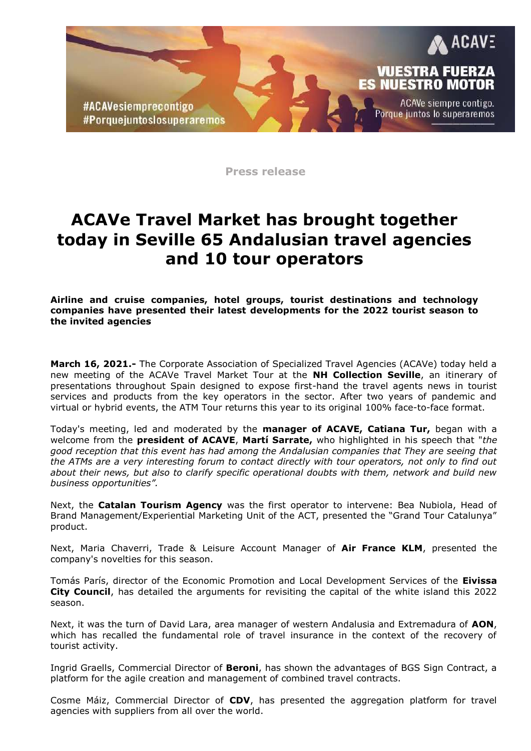**Press release**

# ACAVe Travel Market has brought together today in Seville 65 Andalusian travel agencies and 10 tour operators

**Airline and cruise companies, hotel groups, tourist destinations and technology companies have presented their latest developments for the 2022 tourist season to the invited agencies**

**March 16, 2021.-** The Corporate Association of Specialized Travel Agencies (ACAVe) today held a new meeting of the ACAVe Travel Market Tour at the **NH Collection Seville**, an itinerary of presentations throughout Spain designed to expose first-hand the travel agents news in tourist services and products from the key operators in the sector. After two years of pandemic and virtual or hybrid events, the ATM Tour returns this year to its original 100% face-to-face format.

Today's meeting, led and moderated by the **manager of ACAVE, Catiana Tur,** began with a welcome from the **president of ACAVE**, **Martí Sarrate,** who highlighted in his speech that "*the good reception that this event has had among the Andalusian companies that They are seeing that the ATMs are a very interesting forum to contact directly with tour operators, not only to find out about their news, but also to clarify specific operational doubts with them, network and build new business opportunities".*

Next, the **Catalan Tourism Agency** was the first operator to intervene: Bea Nubiola, Head of Brand Management/Experiential Marketing Unit of the ACT, presented the "Grand Tour Catalunya" product.

Next, Maria Chaverri, Trade & Leisure Account Manager of **Air France KLM**, presented the company's novelties for this season.

Tomás París, director of the Economic Promotion and Local Development Services of the **Eivissa City Council**, has detailed the arguments for revisiting the capital of the white island this 2022 season.

Next, it was the turn of David Lara, area manager of western Andalusia and Extremadura of **AON**, which has recalled the fundamental role of travel insurance in the context of the recovery of tourist activity.

Ingrid Graells, Commercial Director of **Beroni**, has shown the advantages of BGS Sign Contract, a platform for the agile creation and management of combined travel contracts.

Cosme Máiz, Commercial Director of **CDV**, has presented the aggregation platform for travel agencies with suppliers from all over the world.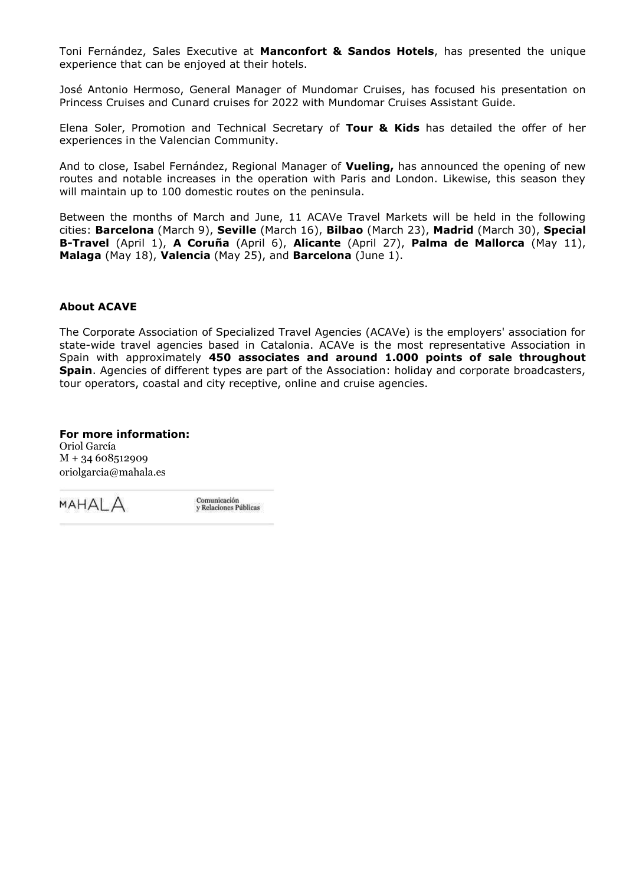Toni Fernández, Sales Executive at **Manconfort & Sandos Hotels**, has presented the unique experience that can be enjoyed at their hotels.

José Antonio Hermoso, General Manager of Mundomar Cruises, has focused his presentation on Princess Cruises and Cunard cruises for 2022 with Mundomar Cruises Assistant Guide.

Elena Soler, Promotion and Technical Secretary of **Tour & Kids** has detailed the offer of her experiences in the Valencian Community.

And to close, Isabel Fernández, Regional Manager of **Vueling,** has announced the opening of new routes and notable increases in the operation with Paris and London. Likewise, this season they will maintain up to 100 domestic routes on the peninsula.

Between the months of March and June, 11 ACAVe Travel Markets will be held in the following cities: **Barcelona** (March 9), **Seville** (March 16), **Bilbao** (March 23), **Madrid** (March 30), **Special B-Travel** (April 1), **A Coruña** (April 6), **Alicante** (April 27), **Palma de Mallorca** (May 11), **Malaga** (May 18), **Valencia** (May 25), and **Barcelona** (June 1).

**About ACAVE**

The Corporate Association of Specialized Travel Agencies (ACAVe) is the employers' association for state-wide travel agencies based in Catalonia. ACAVe is the most representative Association in Spain with approximately **450 associates and around 1.000 points of sale throughout Spain**. Agencies of different types are part of the Association: holiday and corporate broadcasters, tour operators, coastal and city receptive, online and cruise agencies.

**For more information:**
Oriol García
M + 34 608512909
oriolgarcia@mahala.es

MAHALA Comunicación y Relaciones Públicas